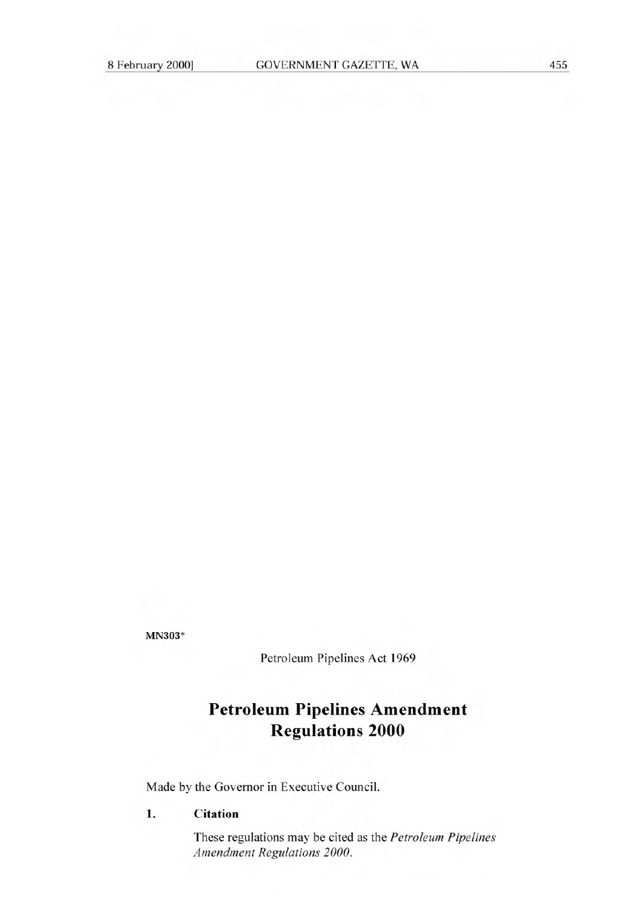**MN303***

Petroleum Pipelines Act 1969

# Petroleum Pipelines Amendment Regulations 2000

Made by the Governor in Executive Council.

**1. Citation**

These regulations may be cited as the *Petroleum Pipelines Amendment Regulations 2000*.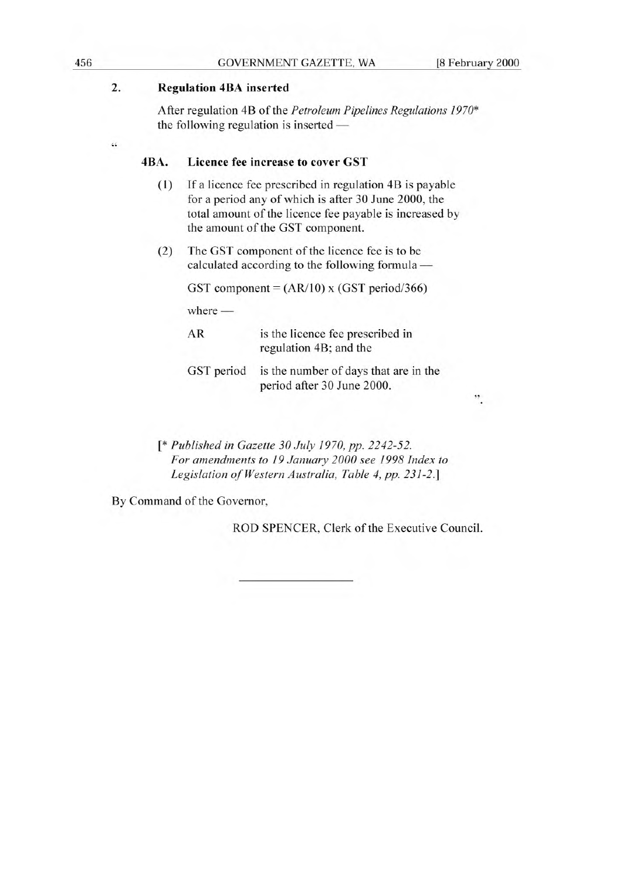## 2. Regulation 4BA inserted

After regulation 4B of the *Petroleum Pipelines Regulations 1970*\* the following regulation is inserted —

"

### 4BA. Licence fee increase to cover GST

(1) If a licence fee prescribed in regulation 4B is payable for a period any of which is after 30 June 2000, the total amount of the licence fee payable is increased by the amount of the GST component.

(2) The GST component of the licence fee is to be calculated according to the following formula —

GST component = (AR/10) x (GST period/366)

where —

| | |
|---|---|
| AR | is the licence fee prescribed in regulation 4B; and the |
| GST period | is the number of days that are in the period after 30 June 2000. |

".

[\* *Published in Gazette 30 July 1970, pp. 2242-52. For amendments to 19 January 2000 see 1998 Index to Legislation of Western Australia, Table 4, pp. 231-2.*]

By Command of the Governor,

ROD SPENCER, Clerk of the Executive Council.

---